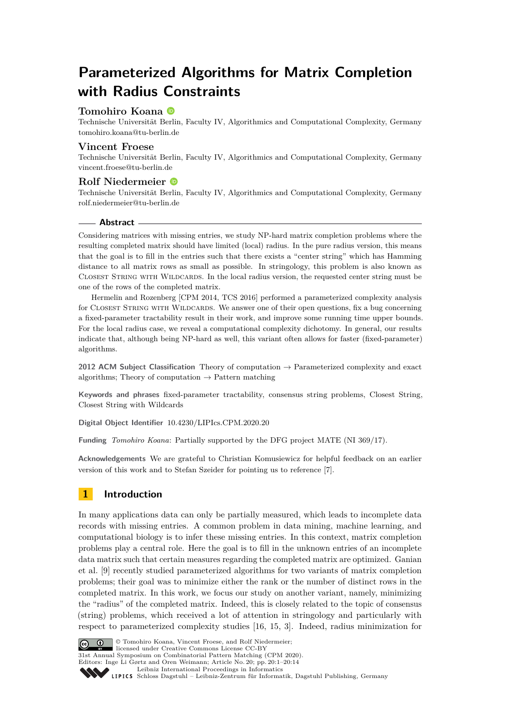# Parameterized Algorithms for Matrix Completion with Radius Constraints

**Tomohiro Koana**
Technische Universität Berlin, Faculty IV, Algorithmics and Computational Complexity, Germany
tomohiro.koana@tu-berlin.de

**Vincent Froese**
Technische Universität Berlin, Faculty IV, Algorithmics and Computational Complexity, Germany
vincent.froese@tu-berlin.de

**Rolf Niedermeier**
Technische Universität Berlin, Faculty IV, Algorithmics and Computational Complexity, Germany
rolf.niedermeier@tu-berlin.de

## Abstract

Considering matrices with missing entries, we study NP-hard matrix completion problems where the resulting completed matrix should have limited (local) radius. In the pure radius version, this means that the goal is to fill in the entries such that there exists a "center string" which has Hamming distance to all matrix rows as small as possible. In stringology, this problem is also known as Closest String with Wildcards. In the local radius version, the requested center string must be one of the rows of the completed matrix.

Hermelin and Rozenberg [CPM 2014, TCS 2016] performed a parameterized complexity analysis for Closest String with Wildcards. We answer one of their open questions, fix a bug concerning a fixed-parameter tractability result in their work, and improve some running time upper bounds. For the local radius case, we reveal a computational complexity dichotomy. In general, our results indicate that, although being NP-hard as well, this variant often allows for faster (fixed-parameter) algorithms.

**2012 ACM Subject Classification** Theory of computation → Parameterized complexity and exact algorithms; Theory of computation → Pattern matching

**Keywords and phrases** fixed-parameter tractability, consensus string problems, Closest String, Closest String with Wildcards

**Digital Object Identifier** 10.4230/LIPIcs.CPM.2020.20

**Funding** *Tomohiro Koana*: Partially supported by the DFG project MATE (NI 369/17).

**Acknowledgements** We are grateful to Christian Komusiewicz for helpful feedback on an earlier version of this work and to Stefan Szeider for pointing us to reference [7].

## 1 Introduction

In many applications data can only be partially measured, which leads to incomplete data records with missing entries. A common problem in data mining, machine learning, and computational biology is to infer these missing entries. In this context, matrix completion problems play a central role. Here the goal is to fill in the unknown entries of an incomplete data matrix such that certain measures regarding the completed matrix are optimized. Ganian et al. [9] recently studied parameterized algorithms for two variants of matrix completion problems; their goal was to minimize either the rank or the number of distinct rows in the completed matrix. In this work, we focus our study on another variant, namely, minimizing the "radius" of the completed matrix. Indeed, this is closely related to the topic of consensus (string) problems, which received a lot of attention in stringology and particularly with respect to parameterized complexity studies [16, 15, 3]. Indeed, radius minimization for

© Tomohiro Koana, Vincent Froese, and Rolf Niedermeier;
licensed under Creative Commons License CC-BY
31st Annual Symposium on Combinatorial Pattern Matching (CPM 2020).
Editors: Inge Li Gørtz and Oren Weimann; Article No. 20; pp. 20:1–20:14
Leibniz International Proceedings in Informatics
Schloss Dagstuhl – Leibniz-Zentrum für Informatik, Dagstuhl Publishing, Germany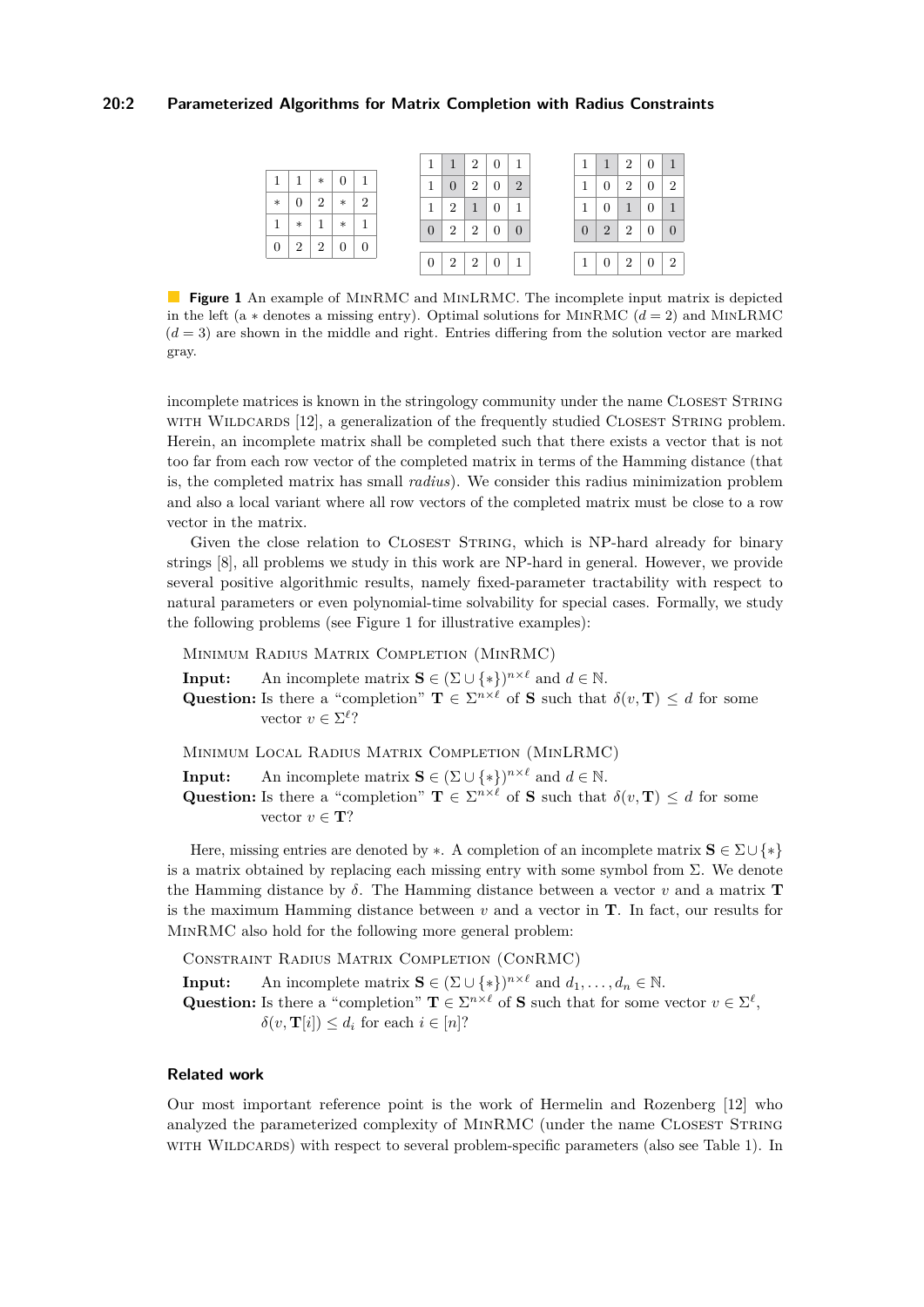| 1 | 1 | * | 0 | 1 |
|---|---|---|---|---|
| * | 0 | 2 | * | 2 |
| 1 | * | 1 | * | 1 |
| 0 | 2 | 2 | 0 | 0 |

| 1 | 1 | 2 | 0 | 1 |
|---|---|---|---|---|
| 1 | 0 | 2 | 0 | 2 |
| 1 | 2 | 1 | 0 | 1 |
| 0 | 2 | 2 | 0 | 0 |
| | | | | |
| 0 | 2 | 2 | 0 | 1 |

| 1 | 1 | 2 | 0 | 1 |
|---|---|---|---|---|
| 1 | 0 | 2 | 0 | 2 |
| 1 | 0 | 1 | 0 | 1 |
| 0 | 2 | 2 | 0 | 0 |
| | | | | |
| 1 | 0 | 2 | 0 | 2 |

**Figure 1** An example of MinRMC and MinLRMC. The incomplete input matrix is depicted in the left (a $*$ denotes a missing entry). Optimal solutions for MinRMC ($d = 2$) and MinLRMC ($d = 3$) are shown in the middle and right. Entries differing from the solution vector are marked gray.

incomplete matrices is known in the stringology community under the name Closest String with Wildcards [12], a generalization of the frequently studied Closest String problem. Herein, an incomplete matrix shall be completed such that there exists a vector that is not too far from each row vector of the completed matrix in terms of the Hamming distance (that is, the completed matrix has small *radius*). We consider this radius minimization problem and also a local variant where all row vectors of the completed matrix must be close to a row vector in the matrix.

Given the close relation to Closest String, which is NP-hard already for binary strings [8], all problems we study in this work are NP-hard in general. However, we provide several positive algorithmic results, namely fixed-parameter tractability with respect to natural parameters or even polynomial-time solvability for special cases. Formally, we study the following problems (see Figure 1 for illustrative examples):

Minimum Radius Matrix Completion (MinRMC)

**Input:** An incomplete matrix $\mathbf{S} \in (\Sigma \cup \{*\})^{n \times \ell}$ and $d \in \mathbb{N}$.
**Question:** Is there a "completion" $\mathbf{T} \in \Sigma^{n \times \ell}$ of $\mathbf{S}$ such that $\delta(v, \mathbf{T}) \leq d$ for some vector $v \in \Sigma^{\ell}$?

Minimum Local Radius Matrix Completion (MinLRMC)

**Input:** An incomplete matrix $\mathbf{S} \in (\Sigma \cup \{*\})^{n \times \ell}$ and $d \in \mathbb{N}$.
**Question:** Is there a "completion" $\mathbf{T} \in \Sigma^{n \times \ell}$ of $\mathbf{S}$ such that $\delta(v, \mathbf{T}) \leq d$ for some vector $v \in \mathbf{T}$?

Here, missing entries are denoted by $*$. A completion of an incomplete matrix $\mathbf{S} \in \Sigma \cup \{*\}$ is a matrix obtained by replacing each missing entry with some symbol from $\Sigma$. We denote the Hamming distance by $\delta$. The Hamming distance between a vector $v$ and a matrix $\mathbf{T}$ is the maximum Hamming distance between $v$ and a vector in $\mathbf{T}$. In fact, our results for MinRMC also hold for the following more general problem:

Constraint Radius Matrix Completion (ConRMC)

**Input:** An incomplete matrix $\mathbf{S} \in (\Sigma \cup \{*\})^{n \times \ell}$ and $d_1, \ldots, d_n \in \mathbb{N}$.
**Question:** Is there a "completion" $\mathbf{T} \in \Sigma^{n \times \ell}$ of $\mathbf{S}$ such that for some vector $v \in \Sigma^{\ell}$, $\delta(v, \mathbf{T}[i]) \leq d_i$ for each $i \in [n]$?

### Related work

Our most important reference point is the work of Hermelin and Rozenberg [12] who analyzed the parameterized complexity of MinRMC (under the name Closest String with Wildcards) with respect to several problem-specific parameters (also see Table 1). In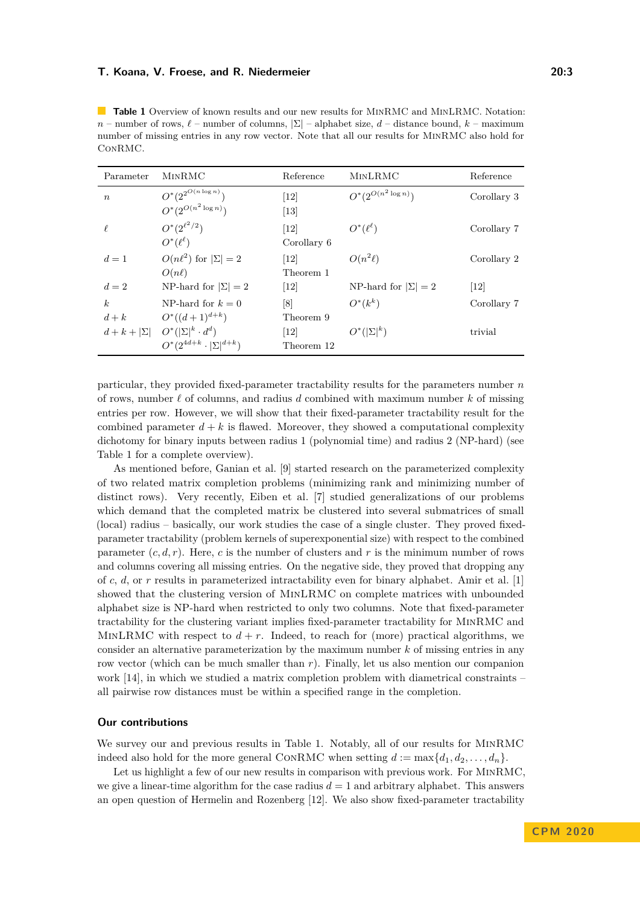**Table 1** Overview of known results and our new results for MinRMC and MinLRMC. Notation: $n$ – number of rows, $\ell$ – number of columns, $|\Sigma|$ – alphabet size, $d$ – distance bound, $k$ – maximum number of missing entries in any row vector. Note that all our results for MinRMC also hold for ConRMC.

| Parameter | MinRMC | Reference | MinLRMC | Reference |
|---|---|---|---|---|
| $n$ | $O^*(2^{2^{O(n \log n)}})$ | [12] | $O^*(2^{O(n^2 \log n)})$ | Corollary 3 |
| | $O^*(2^{O(n^2 \log n)})$ | [13] | | |
| $\ell$ | $O^*(2^{\ell^2/2})$ | [12] | $O^*(\ell^\ell)$ | Corollary 7 |
| | $O^*(\ell^\ell)$ | Corollary 6 | | |
| $d = 1$ | $O(n\ell^2)$ for $\lvert\Sigma\rvert = 2$ | [12] | $O(n^2\ell)$ | Corollary 2 |
| | $O(n\ell)$ | Theorem 1 | | |
| $d = 2$ | NP-hard for $\lvert\Sigma\rvert = 2$ | [12] | NP-hard for $\lvert\Sigma\rvert = 2$ | [12] |
| $k$ | NP-hard for $k = 0$ | [8] | $O^*(k^k)$ | Corollary 7 |
| $d + k$ | $O^*((d+1)^{d+k})$ | Theorem 9 | | |
| $d + k + \lvert\Sigma\rvert$ | $O^*(\lvert\Sigma\rvert^k \cdot d^d)$ | [12] | $O^*(\lvert\Sigma\rvert^k)$ | trivial |
| | $O^*(2^{4d+k} \cdot \lvert\Sigma\rvert^{d+k})$ | Theorem 12 | | |

particular, they provided fixed-parameter tractability results for the parameters number $n$ of rows, number $\ell$ of columns, and radius $d$ combined with maximum number $k$ of missing entries per row. However, we will show that their fixed-parameter tractability result for the combined parameter $d + k$ is flawed. Moreover, they showed a computational complexity dichotomy for binary inputs between radius 1 (polynomial time) and radius 2 (NP-hard) (see Table 1 for a complete overview).

As mentioned before, Ganian et al. [9] started research on the parameterized complexity of two related matrix completion problems (minimizing rank and minimizing number of distinct rows). Very recently, Eiben et al. [7] studied generalizations of our problems which demand that the completed matrix be clustered into several submatrices of small (local) radius – basically, our work studies the case of a single cluster. They proved fixed-parameter tractability (problem kernels of superexponential size) with respect to the combined parameter $(c, d, r)$. Here, $c$ is the number of clusters and $r$ is the minimum number of rows and columns covering all missing entries. On the negative side, they proved that dropping any of $c$, $d$, or $r$ results in parameterized intractability even for binary alphabet. Amir et al. [1] showed that the clustering version of MinLRMC on complete matrices with unbounded alphabet size is NP-hard when restricted to only two columns. Note that fixed-parameter tractability for the clustering variant implies fixed-parameter tractability for MinRMC and MinLRMC with respect to $d + r$. Indeed, to reach for (more) practical algorithms, we consider an alternative parameterization by the maximum number $k$ of missing entries in any row vector (which can be much smaller than $r$). Finally, let us also mention our companion work [14], in which we studied a matrix completion problem with diametrical constraints – all pairwise row distances must be within a specified range in the completion.

## Our contributions

We survey our and previous results in Table 1. Notably, all of our results for MinRMC indeed also hold for the more general ConRMC when setting $d := \max\{d_1, d_2, \ldots, d_n\}$.

Let us highlight a few of our new results in comparison with previous work. For MinRMC, we give a linear-time algorithm for the case radius $d = 1$ and arbitrary alphabet. This answers an open question of Hermelin and Rozenberg [12]. We also show fixed-parameter tractability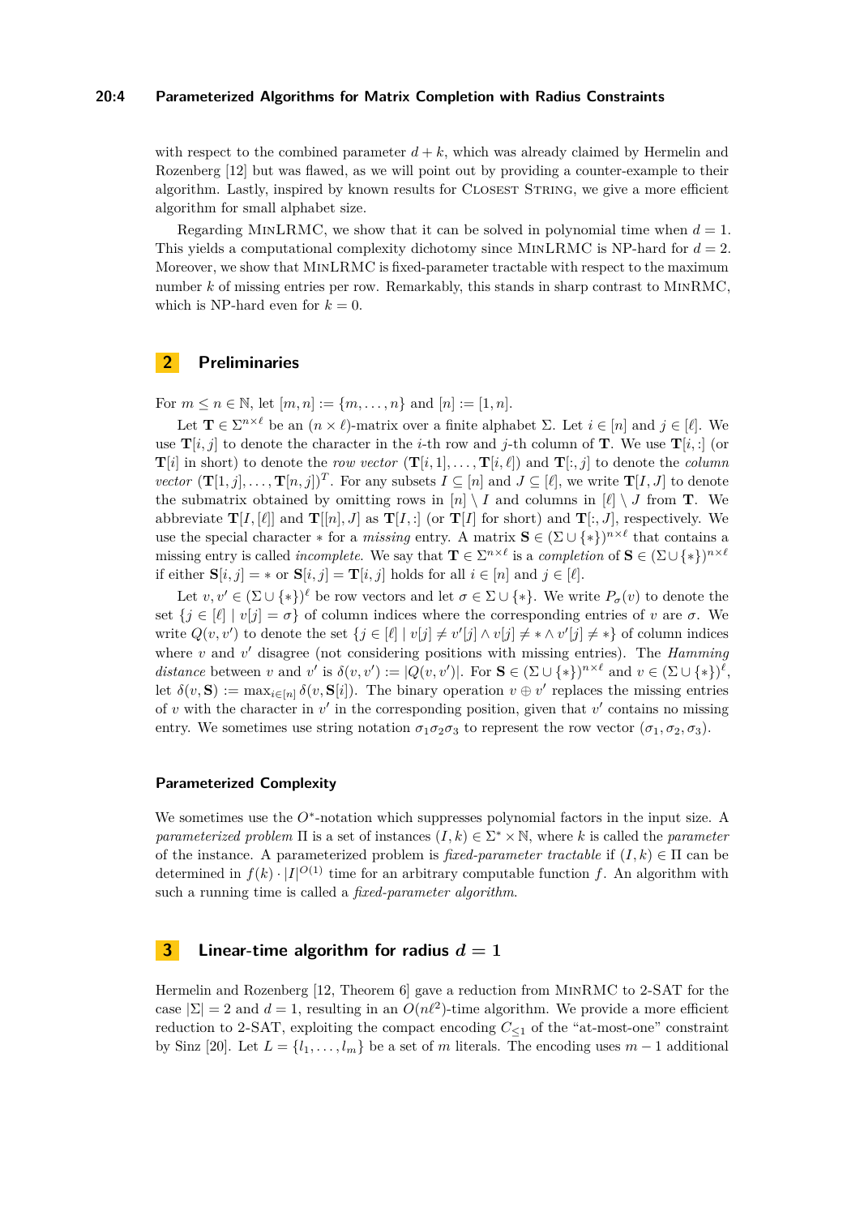with respect to the combined parameter $d + k$, which was already claimed by Hermelin and Rozenberg [12] but was flawed, as we will point out by providing a counter-example to their algorithm. Lastly, inspired by known results for Closest String, we give a more efficient algorithm for small alphabet size.

Regarding MinLRMC, we show that it can be solved in polynomial time when $d = 1$. This yields a computational complexity dichotomy since MinLRMC is NP-hard for $d = 2$. Moreover, we show that MinLRMC is fixed-parameter tractable with respect to the maximum number $k$ of missing entries per row. Remarkably, this stands in sharp contrast to MinRMC, which is NP-hard even for $k = 0$.

## 2 Preliminaries

For $m \le n \in \mathbb{N}$, let $[m, n] := \{m, \ldots, n\}$ and $[n] := [1, n]$.

Let $\mathbf{T} \in \Sigma^{n\times\ell}$ be an $(n \times \ell)$-matrix over a finite alphabet $\Sigma$. Let $i \in [n]$ and $j \in [\ell]$. We use $\mathbf{T}[i, j]$ to denote the character in the $i$-th row and $j$-th column of $\mathbf{T}$. We use $\mathbf{T}[i, :]$ (or $\mathbf{T}[i]$ in short) to denote the *row vector* $(\mathbf{T}[i, 1], \ldots, \mathbf{T}[i, \ell])$ and $\mathbf{T}[:, j]$ to denote the *column vector* $(\mathbf{T}[1, j], \ldots, \mathbf{T}[n, j])^T$. For any subsets $I \subseteq [n]$ and $J \subseteq [\ell]$, we write $\mathbf{T}[I, J]$ to denote the submatrix obtained by omitting rows in $[n] \setminus I$ and columns in $[\ell] \setminus J$ from $\mathbf{T}$. We abbreviate $\mathbf{T}[I, [\ell]]$ and $\mathbf{T}[[n], J]$ as $\mathbf{T}[I, :]$ (or $\mathbf{T}[I]$ for short) and $\mathbf{T}[:, J]$, respectively. We use the special character $*$ for a *missing* entry. A matrix $\mathbf{S} \in (\Sigma \cup \{*\})^{n\times\ell}$ that contains a missing entry is called *incomplete*. We say that $\mathbf{T} \in \Sigma^{n\times\ell}$ is a *completion* of $\mathbf{S} \in (\Sigma\cup\{*\})^{n\times\ell}$ if either $\mathbf{S}[i, j] = *$ or $\mathbf{S}[i, j] = \mathbf{T}[i, j]$ holds for all $i \in [n]$ and $j \in [\ell]$.

Let $v, v' \in (\Sigma \cup \{*\})^{\ell}$ be row vectors and let $\sigma \in \Sigma \cup \{*\}$. We write $P_\sigma(v)$ to denote the set $\{j \in [\ell] \mid v[j] = \sigma\}$ of column indices where the corresponding entries of $v$ are $\sigma$. We write $Q(v, v')$ to denote the set $\{j \in [\ell] \mid v[j] \neq v'[j] \wedge v[j] \neq * \wedge v'[j] \neq *\}$ of column indices where $v$ and $v'$ disagree (not considering positions with missing entries). The *Hamming distance* between $v$ and $v'$ is $\delta(v, v') := |Q(v, v')|$. For $\mathbf{S} \in (\Sigma \cup \{*\})^{n\times\ell}$ and $v \in (\Sigma \cup \{*\})^{\ell}$, let $\delta(v, \mathbf{S}) := \max_{i\in[n]} \delta(v, \mathbf{S}[i])$. The binary operation $v \oplus v'$ replaces the missing entries of $v$ with the character in $v'$ in the corresponding position, given that $v'$ contains no missing entry. We sometimes use string notation $\sigma_1\sigma_2\sigma_3$ to represent the row vector $(\sigma_1, \sigma_2, \sigma_3)$.

### Parameterized Complexity

We sometimes use the $O^*$-notation which suppresses polynomial factors in the input size. A *parameterized problem* $\Pi$ is a set of instances $(I, k) \in \Sigma^* \times \mathbb{N}$, where $k$ is called the *parameter* of the instance. A parameterized problem is *fixed-parameter tractable* if $(I, k) \in \Pi$ can be determined in $f(k) \cdot |I|^{O(1)}$ time for an arbitrary computable function $f$. An algorithm with such a running time is called a *fixed-parameter algorithm*.

## 3 Linear-time algorithm for radius $d = 1$

Hermelin and Rozenberg [12, Theorem 6] gave a reduction from MinRMC to 2-SAT for the case $|\Sigma| = 2$ and $d = 1$, resulting in an $O(n\ell^2)$-time algorithm. We provide a more efficient reduction to 2-SAT, exploiting the compact encoding $C_{\le 1}$ of the "at-most-one" constraint by Sinz [20]. Let $L = \{l_1, \ldots, l_m\}$ be a set of $m$ literals. The encoding uses $m - 1$ additional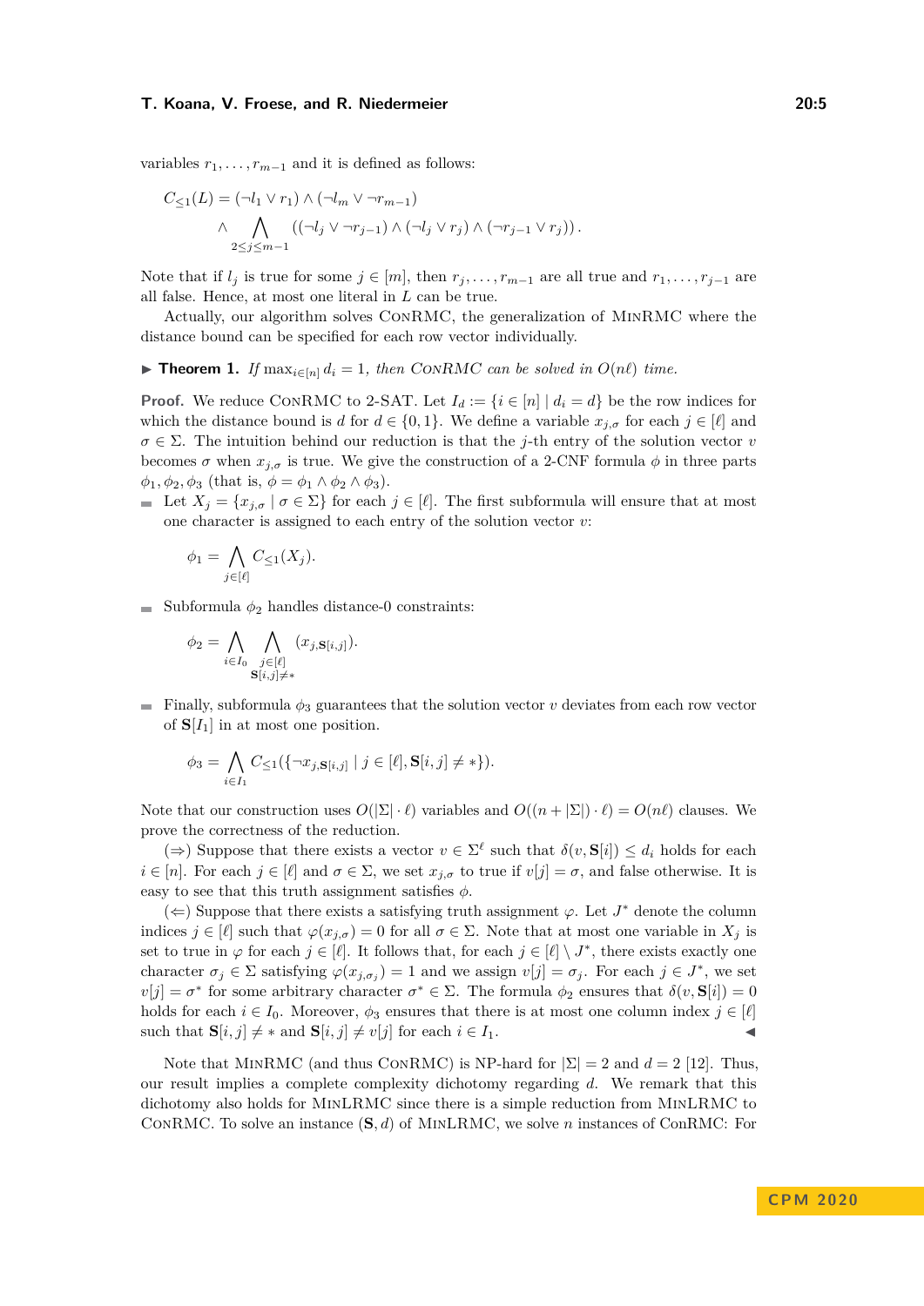variables $r_1, \ldots, r_{m-1}$ and it is defined as follows:

$$C_{\leq 1}(L) = (\neg l_1 \vee r_1) \wedge (\neg l_m \vee \neg r_{m-1}) \wedge \bigwedge_{2 \leq j \leq m-1} ((\neg l_j \vee \neg r_{j-1}) \wedge (\neg l_j \vee r_j) \wedge (\neg r_{j-1} \vee r_j)).$$

Note that if $l_j$ is true for some $j \in [m]$, then $r_j, \ldots, r_{m-1}$ are all true and $r_1, \ldots, r_{j-1}$ are all false. Hence, at most one literal in $L$ can be true.

Actually, our algorithm solves ConRMC, the generalization of MinRMC where the distance bound can be specified for each row vector individually.

▶ **Theorem 1.** *If $\max_{i \in [n]} d_i = 1$, then ConRMC can be solved in $O(n\ell)$ time.*

**Proof.** We reduce ConRMC to 2-SAT. Let $I_d := \{i \in [n] \mid d_i = d\}$ be the row indices for which the distance bound is $d$ for $d \in \{0, 1\}$. We define a variable $x_{j,\sigma}$ for each $j \in [\ell]$ and $\sigma \in \Sigma$. The intuition behind our reduction is that the $j$-th entry of the solution vector $v$ becomes $\sigma$ when $x_{j,\sigma}$ is true. We give the construction of a 2-CNF formula $\phi$ in three parts $\phi_1, \phi_2, \phi_3$ (that is, $\phi = \phi_1 \wedge \phi_2 \wedge \phi_3$).

- Let $X_j = \{x_{j,\sigma} \mid \sigma \in \Sigma\}$ for each $j \in [\ell]$. The first subformula will ensure that at most one character is assigned to each entry of the solution vector $v$:

$$\phi_1 = \bigwedge_{j \in [\ell]} C_{\leq 1}(X_j).$$

- Subformula $\phi_2$ handles distance-0 constraints:

$$\phi_2 = \bigwedge_{i \in I_0} \bigwedge_{\substack{j \in [\ell] \\ \mathbf{S}[i,j] \neq *}} (x_{j,\mathbf{S}[i,j]}).$$

- Finally, subformula $\phi_3$ guarantees that the solution vector $v$ deviates from each row vector of $\mathbf{S}[I_1]$ in at most one position.

$$\phi_3 = \bigwedge_{i \in I_1} C_{\leq 1}(\{\neg x_{j,\mathbf{S}[i,j]} \mid j \in [\ell], \mathbf{S}[i,j] \neq *\}).$$

Note that our construction uses $O(|\Sigma| \cdot \ell)$ variables and $O((n + |\Sigma|) \cdot \ell) = O(n\ell)$ clauses. We prove the correctness of the reduction.

($\Rightarrow$) Suppose that there exists a vector $v \in \Sigma^\ell$ such that $\delta(v, \mathbf{S}[i]) \leq d_i$ holds for each $i \in [n]$. For each $j \in [\ell]$ and $\sigma \in \Sigma$, we set $x_{j,\sigma}$ to true if $v[j] = \sigma$, and false otherwise. It is easy to see that this truth assignment satisfies $\phi$.

($\Leftarrow$) Suppose that there exists a satisfying truth assignment $\varphi$. Let $J^*$ denote the column indices $j \in [\ell]$ such that $\varphi(x_{j,\sigma}) = 0$ for all $\sigma \in \Sigma$. Note that at most one variable in $X_j$ is set to true in $\varphi$ for each $j \in [\ell]$. It follows that, for each $j \in [\ell] \setminus J^*$, there exists exactly one character $\sigma_j \in \Sigma$ satisfying $\varphi(x_{j,\sigma_j}) = 1$ and we assign $v[j] = \sigma_j$. For each $j \in J^*$, we set $v[j] = \sigma^*$ for some arbitrary character $\sigma^* \in \Sigma$. The formula $\phi_2$ ensures that $\delta(v, \mathbf{S}[i]) = 0$ holds for each $i \in I_0$. Moreover, $\phi_3$ ensures that there is at most one column index $j \in [\ell]$ such that $\mathbf{S}[i,j] \neq *$ and $\mathbf{S}[i,j] \neq v[j]$ for each $i \in I_1$. ◀

Note that MinRMC (and thus ConRMC) is NP-hard for $|\Sigma| = 2$ and $d = 2$ [12]. Thus, our result implies a complete complexity dichotomy regarding $d$. We remark that this dichotomy also holds for MinLRMC since there is a simple reduction from MinLRMC to ConRMC. To solve an instance $(\mathbf{S}, d)$ of MinLRMC, we solve $n$ instances of ConRMC: For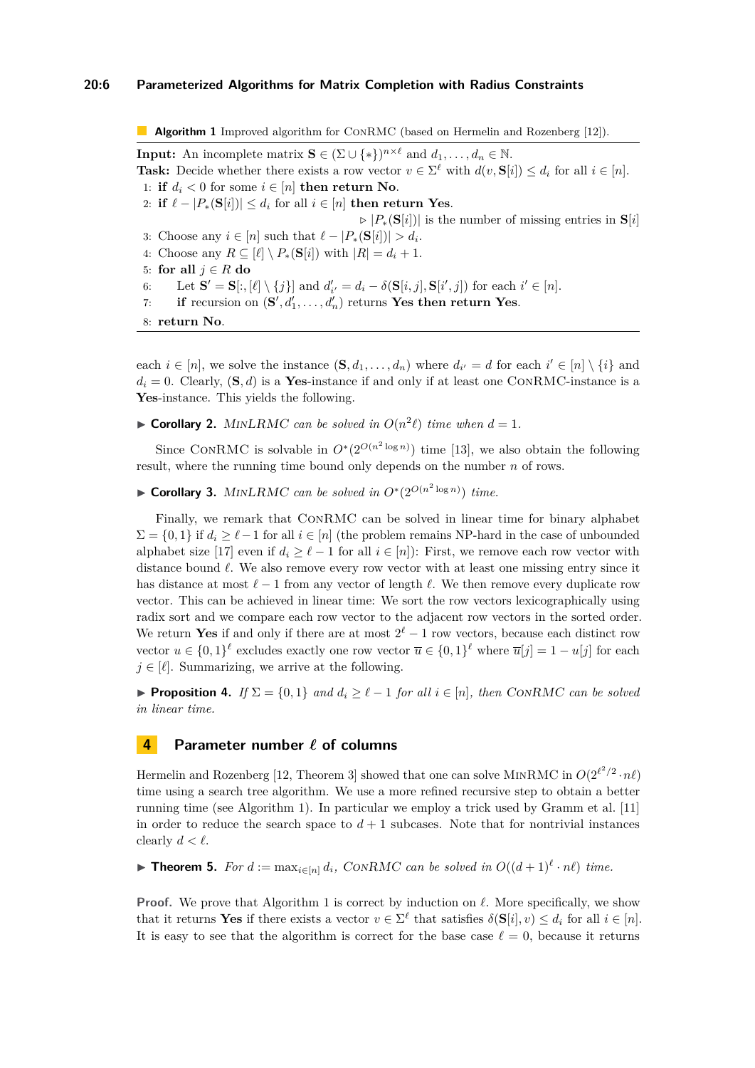**Algorithm 1** Improved algorithm for ConRMC (based on Hermelin and Rozenberg [12]).

**Input:** An incomplete matrix $\mathbf{S} \in (\Sigma \cup \{*\})^{n \times \ell}$ and $d_1, \ldots, d_n \in \mathbb{N}$.
**Task:** Decide whether there exists a row vector $v \in \Sigma^\ell$ with $d(v, \mathbf{S}[i]) \leq d_i$ for all $i \in [n]$.

1: **if** $d_i < 0$ for some $i \in [n]$ **then return No**.
2: **if** $\ell - |P_*(\mathbf{S}[i])| \leq d_i$ for all $i \in [n]$ **then return Yes**.
  ▷ $|P_*(\mathbf{S}[i])|$ is the number of missing entries in $\mathbf{S}[i]$
3: Choose any $i \in [n]$ such that $\ell - |P_*(\mathbf{S}[i])| > d_i$.
4: Choose any $R \subseteq [\ell] \setminus P_*(\mathbf{S}[i])$ with $|R| = d_i + 1$.
5: **for all** $j \in R$ **do**
6:   Let $\mathbf{S}' = \mathbf{S}[:, [\ell] \setminus \{j\}]$ and $d'_{i'} = d_i - \delta(\mathbf{S}[i,j], \mathbf{S}[i',j])$ for each $i' \in [n]$.
7:   **if** recursion on $(\mathbf{S}', d'_1, \ldots, d'_n)$ returns **Yes then return Yes**.
8: **return No**.

each $i \in [n]$, we solve the instance $(\mathbf{S}, d_1, \ldots, d_n)$ where $d_{i'} = d$ for each $i' \in [n] \setminus \{i\}$ and $d_i = 0$. Clearly, $(\mathbf{S}, d)$ is a **Yes**-instance if and only if at least one ConRMC-instance is a **Yes**-instance. This yields the following.

▶ **Corollary 2.** *MinLRMC can be solved in $O(n^2\ell)$ time when $d = 1$.*

Since ConRMC is solvable in $O^*(2^{O(n^2 \log n)})$ time [13], we also obtain the following result, where the running time bound only depends on the number $n$ of rows.

▶ **Corollary 3.** *MinLRMC can be solved in $O^*(2^{O(n^2 \log n)})$ time.*

Finally, we remark that ConRMC can be solved in linear time for binary alphabet $\Sigma = \{0, 1\}$ if $d_i \geq \ell - 1$ for all $i \in [n]$ (the problem remains NP-hard in the case of unbounded alphabet size [17] even if $d_i \geq \ell - 1$ for all $i \in [n]$): First, we remove each row vector with distance bound $\ell$. We also remove every row vector with at least one missing entry since it has distance at most $\ell - 1$ from any vector of length $\ell$. We then remove every duplicate row vector. This can be achieved in linear time: We sort the row vectors lexicographically using radix sort and we compare each row vector to the adjacent row vectors in the sorted order. We return **Yes** if and only if there are at most $2^\ell - 1$ row vectors, because each distinct row vector $u \in \{0, 1\}^\ell$ excludes exactly one row vector $\overline{u} \in \{0, 1\}^\ell$ where $\overline{u}[j] = 1 - u[j]$ for each $j \in [\ell]$. Summarizing, we arrive at the following.

▶ **Proposition 4.** *If $\Sigma = \{0, 1\}$ and $d_i \geq \ell - 1$ for all $i \in [n]$, then ConRMC can be solved in linear time.*

## 4 Parameter number $\ell$ of columns

Hermelin and Rozenberg [12, Theorem 3] showed that one can solve MinRMC in $O(2^{\ell^2/2} \cdot n\ell)$ time using a search tree algorithm. We use a more refined recursive step to obtain a better running time (see Algorithm 1). In particular we employ a trick used by Gramm et al. [11] in order to reduce the search space to $d + 1$ subcases. Note that for nontrivial instances clearly $d < \ell$.

▶ **Theorem 5.** *For $d := \max_{i \in [n]} d_i$, ConRMC can be solved in $O((d + 1)^\ell \cdot n\ell)$ time.*

**Proof.** We prove that Algorithm 1 is correct by induction on $\ell$. More specifically, we show that it returns **Yes** if there exists a vector $v \in \Sigma^\ell$ that satisfies $\delta(\mathbf{S}[i], v) \leq d_i$ for all $i \in [n]$. It is easy to see that the algorithm is correct for the base case $\ell = 0$, because it returns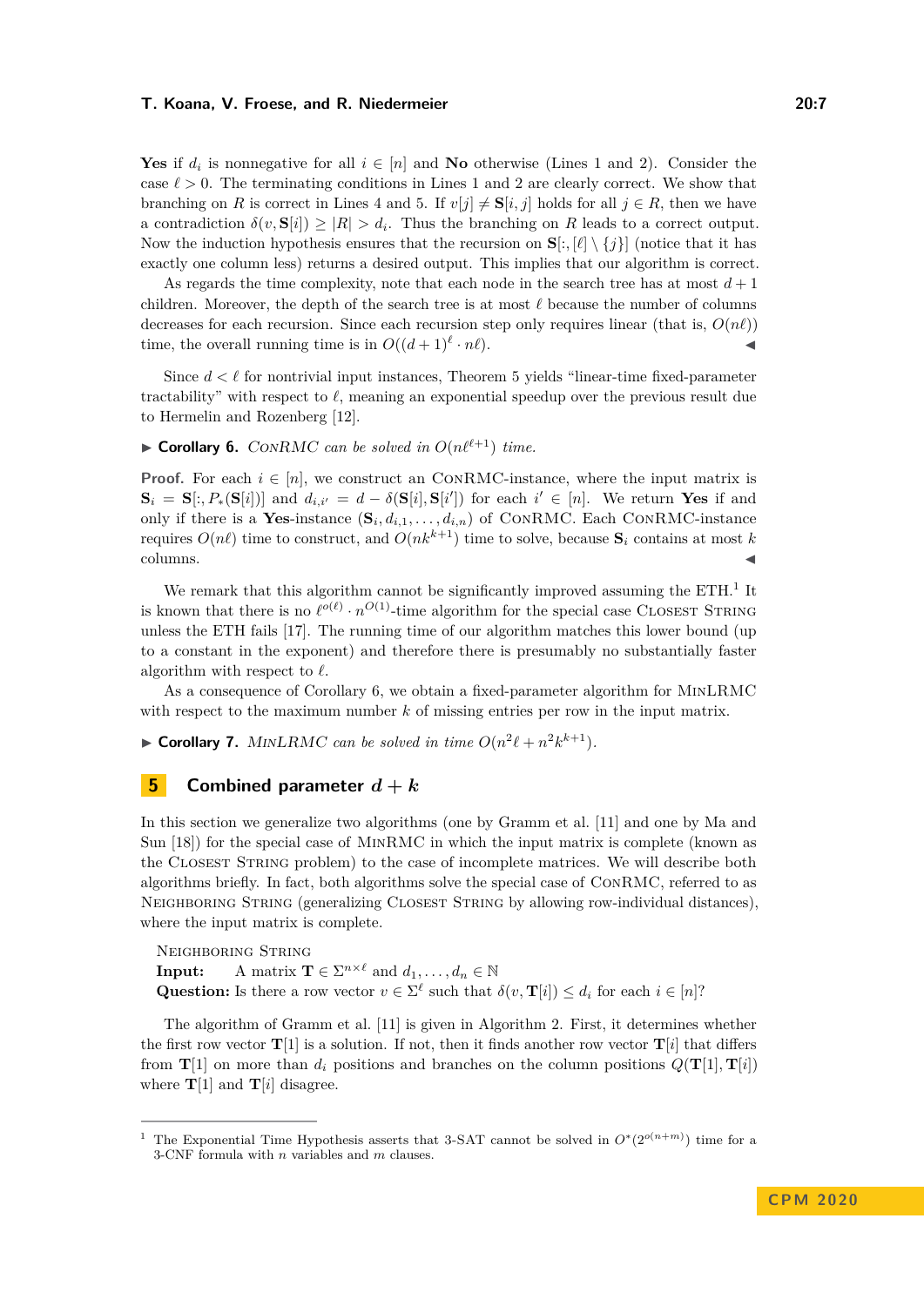**Yes** if $d_i$ is nonnegative for all $i \in [n]$ and **No** otherwise (Lines 1 and 2). Consider the case $\ell > 0$. The terminating conditions in Lines 1 and 2 are clearly correct. We show that branching on $R$ is correct in Lines 4 and 5. If $v[j] \neq \mathbf{S}[i,j]$ holds for all $j \in R$, then we have a contradiction $\delta(v, \mathbf{S}[i]) \geq |R| > d_i$. Thus the branching on $R$ leads to a correct output. Now the induction hypothesis ensures that the recursion on $\mathbf{S}[:, [\ell] \setminus \{j\}]$ (notice that it has exactly one column less) returns a desired output. This implies that our algorithm is correct.

As regards the time complexity, note that each node in the search tree has at most $d+1$ children. Moreover, the depth of the search tree is at most $\ell$ because the number of columns decreases for each recursion. Since each recursion step only requires linear (that is, $O(n\ell)$) time, the overall running time is in $O((d+1)^\ell \cdot n\ell)$. ◀

Since $d < \ell$ for nontrivial input instances, Theorem 5 yields "linear-time fixed-parameter tractability" with respect to $\ell$, meaning an exponential speedup over the previous result due to Hermelin and Rozenberg [12].

▶ **Corollary 6.** *ConRMC can be solved in $O(n\ell^{\ell+1})$ time.*

**Proof.** For each $i \in [n]$, we construct an ConRMC-instance, where the input matrix is $\mathbf{S}_i = \mathbf{S}[:, P_*(\mathbf{S}[i])]$ and $d_{i,i'} = d - \delta(\mathbf{S}[i], \mathbf{S}[i'])$ for each $i' \in [n]$. We return **Yes** if and only if there is a **Yes**-instance $(\mathbf{S}_i, d_{i,1}, \ldots, d_{i,n})$ of ConRMC. Each ConRMC-instance requires $O(n\ell)$ time to construct, and $O(nk^{k+1})$ time to solve, because $\mathbf{S}_i$ contains at most $k$ columns. ◀

We remark that this algorithm cannot be significantly improved assuming the ETH.[1] It is known that there is no $\ell^{o(\ell)} \cdot n^{O(1)}$-time algorithm for the special case Closest String unless the ETH fails [17]. The running time of our algorithm matches this lower bound (up to a constant in the exponent) and therefore there is presumably no substantially faster algorithm with respect to $\ell$.

As a consequence of Corollary 6, we obtain a fixed-parameter algorithm for MinLRMC with respect to the maximum number $k$ of missing entries per row in the input matrix.

▶ **Corollary 7.** *MinLRMC can be solved in time $O(n^2\ell + n^2k^{k+1})$.*

## 5 Combined parameter $d + k$

In this section we generalize two algorithms (one by Gramm et al. [11] and one by Ma and Sun [18]) for the special case of MinRMC in which the input matrix is complete (known as the Closest String problem) to the case of incomplete matrices. We will describe both algorithms briefly. In fact, both algorithms solve the special case of ConRMC, referred to as Neighboring String (generalizing Closest String by allowing row-individual distances), where the input matrix is complete.

Neighboring String
**Input:** A matrix $\mathbf{T} \in \Sigma^{n \times \ell}$ and $d_1, \ldots, d_n \in \mathbb{N}$
**Question:** Is there a row vector $v \in \Sigma^\ell$ such that $\delta(v, \mathbf{T}[i]) \leq d_i$ for each $i \in [n]$?

The algorithm of Gramm et al. [11] is given in Algorithm 2. First, it determines whether the first row vector $\mathbf{T}[1]$ is a solution. If not, then it finds another row vector $\mathbf{T}[i]$ that differs from $\mathbf{T}[1]$ on more than $d_i$ positions and branches on the column positions $Q(\mathbf{T}[1], \mathbf{T}[i])$ where $\mathbf{T}[1]$ and $\mathbf{T}[i]$ disagree.

[1] The Exponential Time Hypothesis asserts that 3-SAT cannot be solved in $O^*(2^{o(n+m)})$ time for a 3-CNF formula with $n$ variables and $m$ clauses.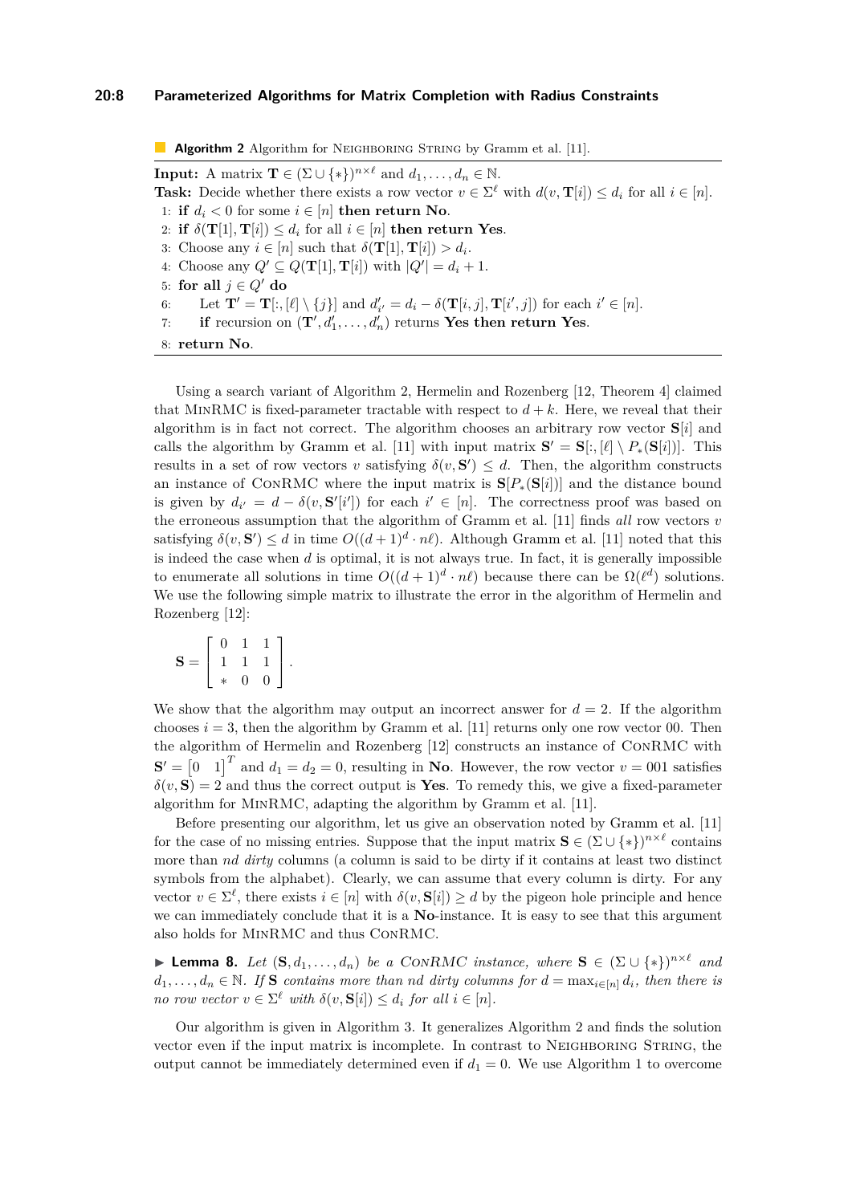**Algorithm 2** Algorithm for Neighboring String by Gramm et al. [11].

**Input:** A matrix $\mathbf{T} \in (\Sigma \cup \{*\})^{n \times \ell}$ and $d_1, \ldots, d_n \in \mathbb{N}$.
**Task:** Decide whether there exists a row vector $v \in \Sigma^\ell$ with $d(v, \mathbf{T}[i]) \le d_i$ for all $i \in [n]$.

1: **if** $d_i < 0$ for some $i \in [n]$ **then return No**.
2: **if** $\delta(\mathbf{T}[1], \mathbf{T}[i]) \le d_i$ for all $i \in [n]$ **then return Yes**.
3: Choose any $i \in [n]$ such that $\delta(\mathbf{T}[1], \mathbf{T}[i]) > d_i$.
4: Choose any $Q' \subseteq Q(\mathbf{T}[1], \mathbf{T}[i])$ with $|Q'| = d_i + 1$.
5: **for all** $j \in Q'$ **do**
6: &nbsp;&nbsp;&nbsp;&nbsp;Let $\mathbf{T}' = \mathbf{T}[:, [\ell] \setminus \{j\}]$ and $d'_{i'} = d_i - \delta(\mathbf{T}[i,j], \mathbf{T}[i',j])$ for each $i' \in [n]$.
7: &nbsp;&nbsp;&nbsp;&nbsp;**if** recursion on $(\mathbf{T}', d'_1, \ldots, d'_n)$ returns **Yes then return Yes**.
8: **return No**.

Using a search variant of Algorithm 2, Hermelin and Rozenberg [12, Theorem 4] claimed that MinRMC is fixed-parameter tractable with respect to $d + k$. Here, we reveal that their algorithm is in fact not correct. The algorithm chooses an arbitrary row vector $\mathbf{S}[i]$ and calls the algorithm by Gramm et al. [11] with input matrix $\mathbf{S}' = \mathbf{S}[:, [\ell] \setminus P_*(\mathbf{S}[i])]$. This results in a set of row vectors $v$ satisfying $\delta(v, \mathbf{S}') \le d$. Then, the algorithm constructs an instance of ConRMC where the input matrix is $\mathbf{S}[P_*(\mathbf{S}[i])]$ and the distance bound is given by $d_{i'} = d - \delta(v, \mathbf{S}'[i'])$ for each $i' \in [n]$. The correctness proof was based on the erroneous assumption that the algorithm of Gramm et al. [11] finds *all* row vectors $v$ satisfying $\delta(v, \mathbf{S}') \le d$ in time $O((d+1)^d \cdot n\ell)$. Although Gramm et al. [11] noted that this is indeed the case when $d$ is optimal, it is not always true. In fact, it is generally impossible to enumerate all solutions in time $O((d+1)^d \cdot n\ell)$ because there can be $\Omega(\ell^d)$ solutions. We use the following simple matrix to illustrate the error in the algorithm of Hermelin and Rozenberg [12]:

$$\mathbf{S} = \begin{bmatrix} 0 & 1 & 1 \\ 1 & 1 & 1 \\ * & 0 & 0 \end{bmatrix}.$$

We show that the algorithm may output an incorrect answer for $d = 2$. If the algorithm chooses $i = 3$, then the algorithm by Gramm et al. [11] returns only one row vector 00. Then the algorithm of Hermelin and Rozenberg [12] constructs an instance of ConRMC with $\mathbf{S}' = \begin{bmatrix} 0 & 1 \end{bmatrix}^T$ and $d_1 = d_2 = 0$, resulting in **No**. However, the row vector $v = 001$ satisfies $\delta(v, \mathbf{S}) = 2$ and thus the correct output is **Yes**. To remedy this, we give a fixed-parameter algorithm for MinRMC, adapting the algorithm by Gramm et al. [11].

Before presenting our algorithm, let us give an observation noted by Gramm et al. [11] for the case of no missing entries. Suppose that the input matrix $\mathbf{S} \in (\Sigma \cup \{*\})^{n \times \ell}$ contains more than $nd$ *dirty* columns (a column is said to be dirty if it contains at least two distinct symbols from the alphabet). Clearly, we can assume that every column is dirty. For any vector $v \in \Sigma^\ell$, there exists $i \in [n]$ with $\delta(v, \mathbf{S}[i]) \ge d$ by the pigeon hole principle and hence we can immediately conclude that it is a **No**-instance. It is easy to see that this argument also holds for MinRMC and thus ConRMC.

▶ **Lemma 8.** *Let $(\mathbf{S}, d_1, \ldots, d_n)$ be a ConRMC instance, where $\mathbf{S} \in (\Sigma \cup \{*\})^{n \times \ell}$ and $d_1, \ldots, d_n \in \mathbb{N}$. If $\mathbf{S}$ contains more than $nd$ dirty columns for $d = \max_{i \in [n]} d_i$, then there is no row vector $v \in \Sigma^\ell$ with $\delta(v, \mathbf{S}[i]) \le d_i$ for all $i \in [n]$.*

Our algorithm is given in Algorithm 3. It generalizes Algorithm 2 and finds the solution vector even if the input matrix is incomplete. In contrast to Neighboring String, the output cannot be immediately determined even if $d_1 = 0$. We use Algorithm 1 to overcome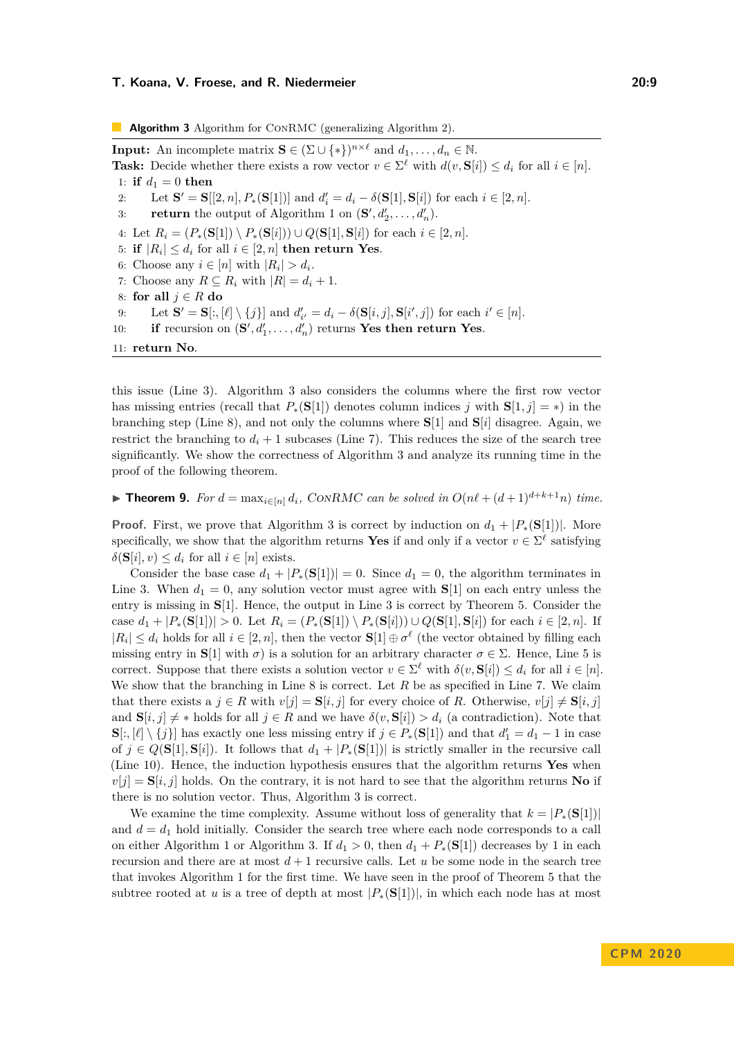**Algorithm 3** Algorithm for ConRMC (generalizing Algorithm 2).

**Input:** An incomplete matrix $\mathbf{S} \in (\Sigma \cup \{*\})^{n \times \ell}$ and $d_1, \ldots, d_n \in \mathbb{N}$.
**Task:** Decide whether there exists a row vector $v \in \Sigma^\ell$ with $d(v, \mathbf{S}[i]) \leq d_i$ for all $i \in [n]$.

1: **if** $d_1 = 0$ **then**
2: Let $\mathbf{S}' = \mathbf{S}[[2, n], P_*(\mathbf{S}[1])]$ and $d'_i = d_i - \delta(\mathbf{S}[1], \mathbf{S}[i])$ for each $i \in [2, n]$.
3: **return** the output of Algorithm 1 on $(\mathbf{S}', d'_2, \ldots, d'_n)$.
4: Let $R_i = (P_*(\mathbf{S}[1]) \setminus P_*(\mathbf{S}[i])) \cup Q(\mathbf{S}[1], \mathbf{S}[i])$ for each $i \in [2, n]$.
5: **if** $|R_i| \leq d_i$ for all $i \in [2, n]$ **then return Yes**.
6: Choose any $i \in [n]$ with $|R_i| > d_i$.
7: Choose any $R \subseteq R_i$ with $|R| = d_i + 1$.
8: **for all** $j \in R$ **do**
9: Let $\mathbf{S}' = \mathbf{S}[:, [\ell] \setminus \{j\}]$ and $d'_{i'} = d_i - \delta(\mathbf{S}[i, j], \mathbf{S}[i', j])$ for each $i' \in [n]$.
10: **if** recursion on $(\mathbf{S}', d'_1, \ldots, d'_n)$ returns **Yes then return Yes**.
11: **return No**.

this issue (Line 3). Algorithm 3 also considers the columns where the first row vector has missing entries (recall that $P_*(\mathbf{S}[1])$ denotes column indices $j$ with $\mathbf{S}[1, j] = *$) in the branching step (Line 8), and not only the columns where $\mathbf{S}[1]$ and $\mathbf{S}[i]$ disagree. Again, we restrict the branching to $d_i + 1$ subcases (Line 7). This reduces the size of the search tree significantly. We show the correctness of Algorithm 3 and analyze its running time in the proof of the following theorem.

▶ **Theorem 9.** *For $d = \max_{i \in [n]} d_i$, ConRMC can be solved in $O(n\ell + (d+1)^{d+k+1} n)$ time.*

**Proof.** First, we prove that Algorithm 3 is correct by induction on $d_1 + |P_*(\mathbf{S}[1])|$. More specifically, we show that the algorithm returns **Yes** if and only if a vector $v \in \Sigma^\ell$ satisfying $\delta(\mathbf{S}[i], v) \leq d_i$ for all $i \in [n]$ exists.

Consider the base case $d_1 + |P_*(\mathbf{S}[1])| = 0$. Since $d_1 = 0$, the algorithm terminates in Line 3. When $d_1 = 0$, any solution vector must agree with $\mathbf{S}[1]$ on each entry unless the entry is missing in $\mathbf{S}[1]$. Hence, the output in Line 3 is correct by Theorem 5. Consider the case $d_1 + |P_*(\mathbf{S}[1])| > 0$. Let $R_i = (P_*(\mathbf{S}[1]) \setminus P_*(\mathbf{S}[i])) \cup Q(\mathbf{S}[1], \mathbf{S}[i])$ for each $i \in [2, n]$. If $|R_i| \leq d_i$ holds for all $i \in [2, n]$, then the vector $\mathbf{S}[1] \oplus \sigma^\ell$ (the vector obtained by filling each missing entry in $\mathbf{S}[1]$ with $\sigma$) is a solution for an arbitrary character $\sigma \in \Sigma$. Hence, Line 5 is correct. Suppose that there exists a solution vector $v \in \Sigma^\ell$ with $\delta(v, \mathbf{S}[i]) \leq d_i$ for all $i \in [n]$. We show that the branching in Line 8 is correct. Let $R$ be as specified in Line 7. We claim that there exists a $j \in R$ with $v[j] = \mathbf{S}[i, j]$ for every choice of $R$. Otherwise, $v[j] \neq \mathbf{S}[i, j]$ and $\mathbf{S}[i, j] \neq *$ holds for all $j \in R$ and we have $\delta(v, \mathbf{S}[i]) > d_i$ (a contradiction). Note that $\mathbf{S}[:, [\ell] \setminus \{j\}]$ has exactly one less missing entry if $j \in P_*(\mathbf{S}[1])$ and that $d'_1 = d_1 - 1$ in case of $j \in Q(\mathbf{S}[1], \mathbf{S}[i])$. It follows that $d_1 + |P_*(\mathbf{S}[1])|$ is strictly smaller in the recursive call (Line 10). Hence, the induction hypothesis ensures that the algorithm returns **Yes** when $v[j] = \mathbf{S}[i, j]$ holds. On the contrary, it is not hard to see that the algorithm returns **No** if there is no solution vector. Thus, Algorithm 3 is correct.

We examine the time complexity. Assume without loss of generality that $k = |P_*(\mathbf{S}[1])|$ and $d = d_1$ hold initially. Consider the search tree where each node corresponds to a call on either Algorithm 1 or Algorithm 3. If $d_1 > 0$, then $d_1 + P_*(\mathbf{S}[1])$ decreases by 1 in each recursion and there are at most $d + 1$ recursive calls. Let $u$ be some node in the search tree that invokes Algorithm 1 for the first time. We have seen in the proof of Theorem 5 that the subtree rooted at $u$ is a tree of depth at most $|P_*(\mathbf{S}[1])|$, in which each node has at most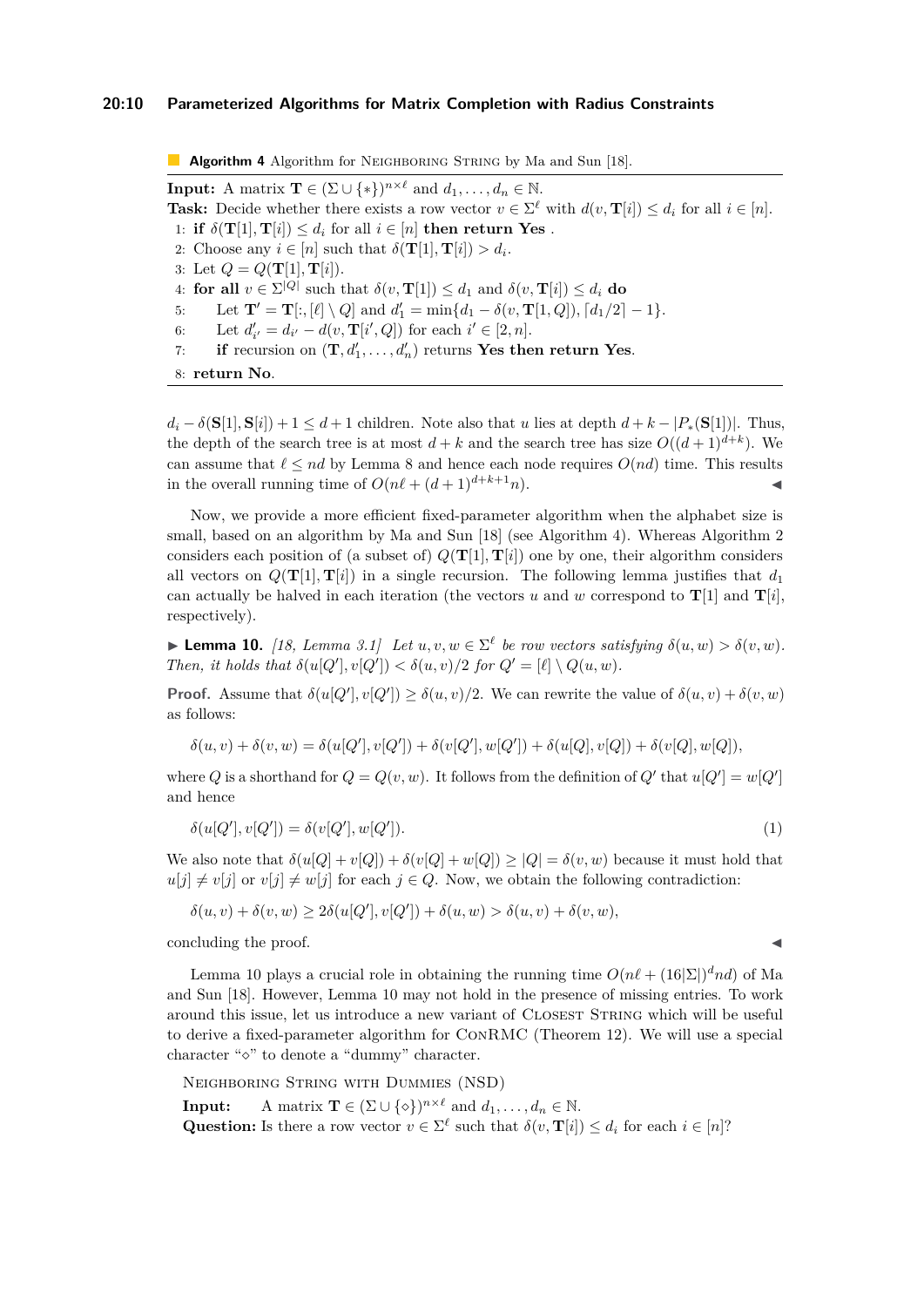**Algorithm 4** Algorithm for Neighboring String by Ma and Sun [18].

**Input:** A matrix $\mathbf{T} \in (\Sigma \cup \{*\})^{n \times \ell}$ and $d_1, \ldots, d_n \in \mathbb{N}$.
**Task:** Decide whether there exists a row vector $v \in \Sigma^\ell$ with $d(v, \mathbf{T}[i]) \leq d_i$ for all $i \in [n]$.

1: **if** $\delta(\mathbf{T}[1], \mathbf{T}[i]) \leq d_i$ for all $i \in [n]$ **then return Yes** .
2: Choose any $i \in [n]$ such that $\delta(\mathbf{T}[1], \mathbf{T}[i]) > d_i$.
3: Let $Q = Q(\mathbf{T}[1], \mathbf{T}[i])$.
4: **for all** $v \in \Sigma^{|Q|}$ such that $\delta(v, \mathbf{T}[1]) \leq d_1$ and $\delta(v, \mathbf{T}[i]) \leq d_i$ **do**
5: Let $\mathbf{T}' = \mathbf{T}[:, [\ell] \setminus Q]$ and $d'_1 = \min\{d_1 - \delta(v, \mathbf{T}[1, Q]), \lceil d_1/2 \rceil - 1\}$.
6: Let $d'_{i'} = d_{i'} - d(v, \mathbf{T}[i', Q])$ for each $i' \in [2, n]$.
7: **if** recursion on $(\mathbf{T}, d'_1, \ldots, d'_n)$ returns **Yes then return Yes**.
8: **return No**.

$d_i - \delta(\mathbf{S}[1], \mathbf{S}[i]) + 1 \leq d + 1$ children. Note also that $u$ lies at depth $d + k - |P_*(\mathbf{S}[1])|$. Thus, the depth of the search tree is at most $d + k$ and the search tree has size $O((d + 1)^{d+k})$. We can assume that $\ell \leq nd$ by Lemma 8 and hence each node requires $O(nd)$ time. This results in the overall running time of $O(n\ell + (d + 1)^{d+k+1}n)$. ◀

Now, we provide a more efficient fixed-parameter algorithm when the alphabet size is small, based on an algorithm by Ma and Sun [18] (see Algorithm 4). Whereas Algorithm 2 considers each position of (a subset of) $Q(\mathbf{T}[1], \mathbf{T}[i])$ one by one, their algorithm considers all vectors on $Q(\mathbf{T}[1], \mathbf{T}[i])$ in a single recursion. The following lemma justifies that $d_1$ can actually be halved in each iteration (the vectors $u$ and $w$ correspond to $\mathbf{T}[1]$ and $\mathbf{T}[i]$, respectively).

▶ **Lemma 10.** *[18, Lemma 3.1] Let $u, v, w \in \Sigma^\ell$ be row vectors satisfying $\delta(u, w) > \delta(v, w)$. Then, it holds that $\delta(u[Q'], v[Q']) < \delta(u, v)/2$ for $Q' = [\ell] \setminus Q(u, w)$.*

**Proof.** Assume that $\delta(u[Q'], v[Q']) \geq \delta(u, v)/2$. We can rewrite the value of $\delta(u, v) + \delta(v, w)$ as follows:

$$\delta(u, v) + \delta(v, w) = \delta(u[Q'], v[Q']) + \delta(v[Q'], w[Q']) + \delta(u[Q], v[Q]) + \delta(v[Q], w[Q]),$$

where $Q$ is a shorthand for $Q = Q(v, w)$. It follows from the definition of $Q'$ that $u[Q'] = w[Q']$ and hence

$$\delta(u[Q'], v[Q']) = \delta(v[Q'], w[Q']). \tag{1}$$

We also note that $\delta(u[Q] + v[Q]) + \delta(v[Q] + w[Q]) \geq |Q| = \delta(v, w)$ because it must hold that $u[j] \neq v[j]$ or $v[j] \neq w[j]$ for each $j \in Q$. Now, we obtain the following contradiction:

$$\delta(u, v) + \delta(v, w) \geq 2\delta(u[Q'], v[Q']) + \delta(u, w) > \delta(u, v) + \delta(v, w),$$

concluding the proof. ◀

Lemma 10 plays a crucial role in obtaining the running time $O(n\ell + (16|\Sigma|)^d nd)$ of Ma and Sun [18]. However, Lemma 10 may not hold in the presence of missing entries. To work around this issue, let us introduce a new variant of Closest String which will be useful to derive a fixed-parameter algorithm for ConRMC (Theorem 12). We will use a special character "$\diamond$" to denote a "dummy" character.

Neighboring String with Dummies (NSD)
**Input:** A matrix $\mathbf{T} \in (\Sigma \cup \{\diamond\})^{n \times \ell}$ and $d_1, \ldots, d_n \in \mathbb{N}$.
**Question:** Is there a row vector $v \in \Sigma^\ell$ such that $\delta(v, \mathbf{T}[i]) \leq d_i$ for each $i \in [n]$?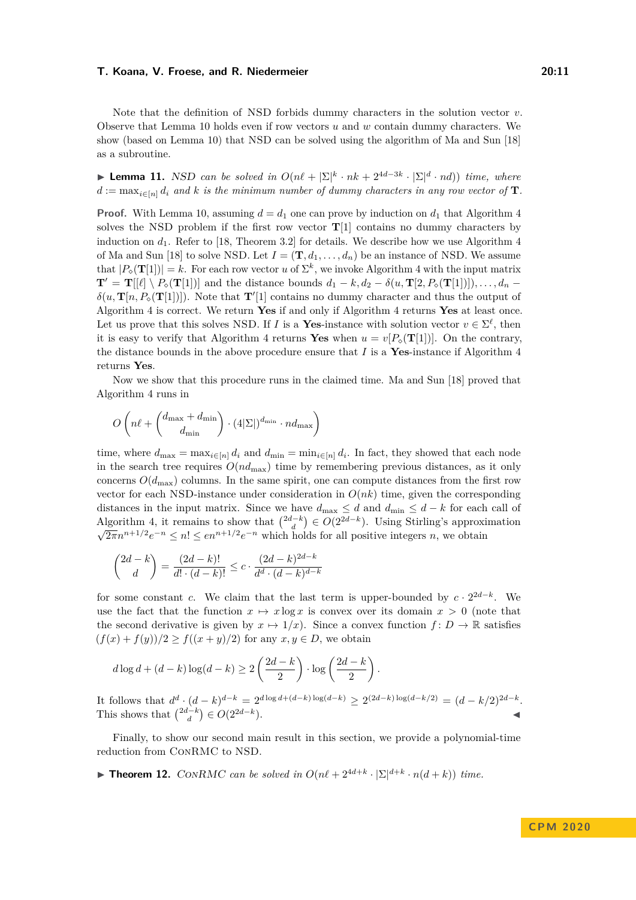Note that the definition of NSD forbids dummy characters in the solution vector $v$. Observe that Lemma 10 holds even if row vectors $u$ and $w$ contain dummy characters. We show (based on Lemma 10) that NSD can be solved using the algorithm of Ma and Sun [18] as a subroutine.

▶ **Lemma 11.** *NSD can be solved in $O(n\ell + |\Sigma|^k \cdot nk + 2^{4d-3k} \cdot |\Sigma|^d \cdot nd))$ time, where $d := \max_{i\in[n]} d_i$ and $k$ is the minimum number of dummy characters in any row vector of $\mathbf{T}$.*

**Proof.** With Lemma 10, assuming $d = d_1$ one can prove by induction on $d_1$ that Algorithm 4 solves the NSD problem if the first row vector $\mathbf{T}[1]$ contains no dummy characters by induction on $d_1$. Refer to [18, Theorem 3.2] for details. We describe how we use Algorithm 4 of Ma and Sun [18] to solve NSD. Let $I = (\mathbf{T}, d_1, \ldots, d_n)$ be an instance of NSD. We assume that $|P_\diamond(\mathbf{T}[1])| = k$. For each row vector $u$ of $\Sigma^k$, we invoke Algorithm 4 with the input matrix $\mathbf{T}' = \mathbf{T}[[\ell] \setminus P_\diamond(\mathbf{T}[1])]$ and the distance bounds $d_1 - k, d_2 - \delta(u, \mathbf{T}[2, P_\diamond(\mathbf{T}[1])]), \ldots, d_n - \delta(u, \mathbf{T}[n, P_\diamond(\mathbf{T}[1])])$. Note that $\mathbf{T}'[1]$ contains no dummy character and thus the output of Algorithm 4 is correct. We return **Yes** if and only if Algorithm 4 returns **Yes** at least once. Let us prove that this solves NSD. If $I$ is a **Yes**-instance with solution vector $v \in \Sigma^\ell$, then it is easy to verify that Algorithm 4 returns **Yes** when $u = v[P_\diamond(\mathbf{T}[1])]$. On the contrary, the distance bounds in the above procedure ensure that $I$ is a **Yes**-instance if Algorithm 4 returns **Yes**.

Now we show that this procedure runs in the claimed time. Ma and Sun [18] proved that Algorithm 4 runs in

$$O\left(n\ell + \binom{d_{\max} + d_{\min}}{d_{\min}} \cdot (4|\Sigma|)^{d_{\min}} \cdot nd_{\max}\right)$$

time, where $d_{\max} = \max_{i\in[n]} d_i$ and $d_{\min} = \min_{i\in[n]} d_i$. In fact, they showed that each node in the search tree requires $O(nd_{\max})$ time by remembering previous distances, as it only concerns $O(d_{\max})$ columns. In the same spirit, one can compute distances from the first row vector for each NSD-instance under consideration in $O(nk)$ time, given the corresponding distances in the input matrix. Since we have $d_{\max} \le d$ and $d_{\min} \le d - k$ for each call of Algorithm 4, it remains to show that $\binom{2d-k}{d} \in O(2^{2d-k})$. Using Stirling's approximation $\sqrt{2\pi} n^{n+1/2} e^{-n} \le n! \le e n^{n+1/2} e^{-n}$ which holds for all positive integers $n$, we obtain

$$\binom{2d-k}{d} = \frac{(2d-k)!}{d! \cdot (d-k)!} \le c \cdot \frac{(2d-k)^{2d-k}}{d^d \cdot (d-k)^{d-k}}$$

for some constant $c$. We claim that the last term is upper-bounded by $c \cdot 2^{2d-k}$. We use the fact that the function $x \mapsto x \log x$ is convex over its domain $x > 0$ (note that the second derivative is given by $x \mapsto 1/x$). Since a convex function $f \colon D \to \mathbb{R}$ satisfies $(f(x) + f(y))/2 \ge f((x+y)/2)$ for any $x, y \in D$, we obtain

$$d \log d + (d-k)\log(d-k) \ge 2\left(\frac{2d-k}{2}\right) \cdot \log\left(\frac{2d-k}{2}\right).$$

It follows that $d^d \cdot (d-k)^{d-k} = 2^{d\log d + (d-k)\log(d-k)} \ge 2^{(2d-k)\log(d-k/2)} = (d-k/2)^{2d-k}$. This shows that $\binom{2d-k}{d} \in O(2^{2d-k})$. ◀

Finally, to show our second main result in this section, we provide a polynomial-time reduction from ConRMC to NSD.

▶ **Theorem 12.** *ConRMC can be solved in $O(n\ell + 2^{4d+k} \cdot |\Sigma|^{d+k} \cdot n(d+k))$ time.*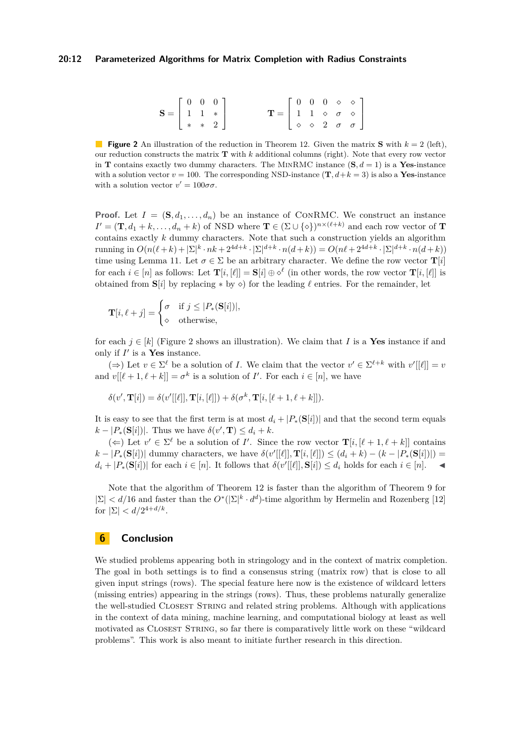$$\mathbf{S} = \begin{bmatrix} 0 & 0 & 0 \\ 1 & 1 & * \\ * & * & 2 \end{bmatrix} \qquad \mathbf{T} = \begin{bmatrix} 0 & 0 & 0 & \diamond & \diamond \\ 1 & 1 & \diamond & \sigma & \diamond \\ \diamond & \diamond & 2 & \sigma & \sigma \end{bmatrix}$$

**Figure 2** An illustration of the reduction in Theorem 12. Given the matrix $\mathbf{S}$ with $k = 2$ (left), our reduction constructs the matrix $\mathbf{T}$ with $k$ additional columns (right). Note that every row vector in $\mathbf{T}$ contains exactly two dummy characters. The MinRMC instance $(\mathbf{S}, d = 1)$ is a **Yes**-instance with a solution vector $v = 100$. The corresponding NSD-instance $(\mathbf{T}, d+k = 3)$ is also a **Yes**-instance with a solution vector $v' = 100\sigma\sigma$.

**Proof.** Let $I = (\mathbf{S}, d_1, \ldots, d_n)$ be an instance of ConRMC. We construct an instance $I' = (\mathbf{T}, d_1 + k, \ldots, d_n + k)$ of NSD where $\mathbf{T} \in (\Sigma \cup \{\diamond\})^{n \times (\ell+k)}$ and each row vector of $\mathbf{T}$ contains exactly $k$ dummy characters. Note that such a construction yields an algorithm running in $O(n(\ell + k) + |\Sigma|^k \cdot nk + 2^{4d+k} \cdot |\Sigma|^{d+k} \cdot n(d+k)) = O(n\ell + 2^{4d+k} \cdot |\Sigma|^{d+k} \cdot n(d+k))$ time using Lemma 11. Let $\sigma \in \Sigma$ be an arbitrary character. We define the row vector $\mathbf{T}[i]$ for each $i \in [n]$ as follows: Let $\mathbf{T}[i, [\ell]] = \mathbf{S}[i] \oplus \diamond^\ell$ (in other words, the row vector $\mathbf{T}[i, [\ell]]$ is obtained from $\mathbf{S}[i]$ by replacing $*$ by $\diamond$) for the leading $\ell$ entries. For the remainder, let

$$\mathbf{T}[i, \ell + j] = \begin{cases} \sigma & \text{if } j \le |P_*(\mathbf{S}[i])|, \\ \diamond & \text{otherwise,} \end{cases}$$

for each $j \in [k]$ (Figure 2 shows an illustration). We claim that $I$ is a **Yes** instance if and only if $I'$ is a **Yes** instance.

($\Rightarrow$) Let $v \in \Sigma^\ell$ be a solution of $I$. We claim that the vector $v' \in \Sigma^{\ell+k}$ with $v'[[\ell]] = v$ and $v[[\ell+1, \ell+k]] = \sigma^k$ is a solution of $I'$. For each $i \in [n]$, we have

$$\delta(v', \mathbf{T}[i]) = \delta(v'[[\ell]], \mathbf{T}[i, [\ell]]) + \delta(\sigma^k, \mathbf{T}[i, [\ell+1, \ell+k]]).$$

It is easy to see that the first term is at most $d_i + |P_*(\mathbf{S}[i])|$ and that the second term equals $k - |P_*(\mathbf{S}[i])|$. Thus we have $\delta(v', \mathbf{T}) \le d_i + k$.

($\Leftarrow$) Let $v' \in \Sigma^\ell$ be a solution of $I'$. Since the row vector $\mathbf{T}[i, [\ell+1, \ell+k]]$ contains $k - |P_*(\mathbf{S}[i])|$ dummy characters, we have $\delta(v'[[\ell]], \mathbf{T}[i, [\ell]]) \le (d_i + k) - (k - |P_*(\mathbf{S}[i])|) = d_i + |P_*(\mathbf{S}[i])|$ for each $i \in [n]$. It follows that $\delta(v'[[\ell]], \mathbf{S}[i]) \le d_i$ holds for each $i \in [n]$. ◀

Note that the algorithm of Theorem 12 is faster than the algorithm of Theorem 9 for $|\Sigma| < d/16$ and faster than the $O^*(|\Sigma|^k \cdot d^d)$-time algorithm by Hermelin and Rozenberg [12] for $|\Sigma| < d/2^{4+d/k}$.

# 6 Conclusion

We studied problems appearing both in stringology and in the context of matrix completion. The goal in both settings is to find a consensus string (matrix row) that is close to all given input strings (rows). The special feature here now is the existence of wildcard letters (missing entries) appearing in the strings (rows). Thus, these problems naturally generalize the well-studied Closest String and related string problems. Although with applications in the context of data mining, machine learning, and computational biology at least as well motivated as Closest String, so far there is comparatively little work on these "wildcard problems". This work is also meant to initiate further research in this direction.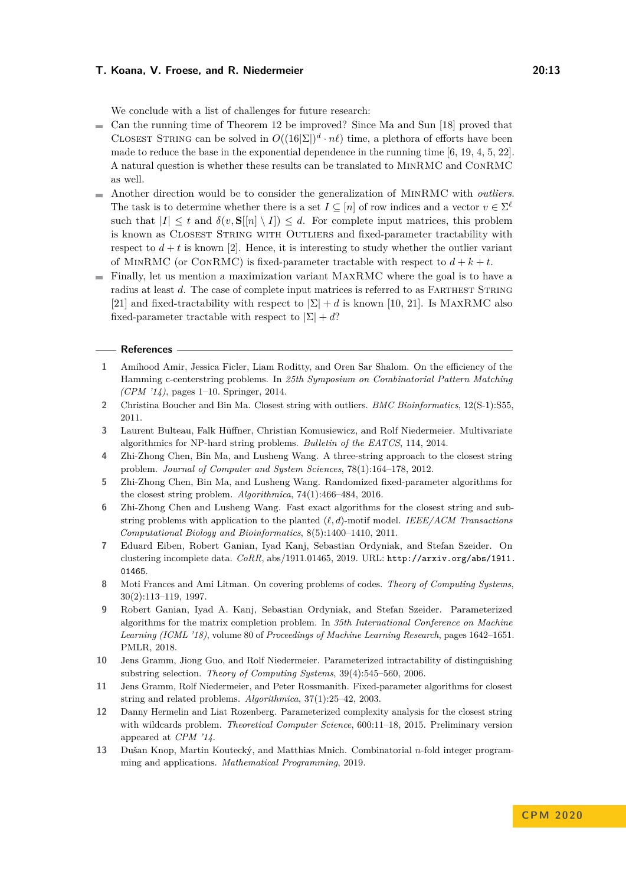We conclude with a list of challenges for future research:

- Can the running time of Theorem 12 be improved? Since Ma and Sun [18] proved that Closest String can be solved in $O((16|\Sigma|)^d \cdot n\ell)$ time, a plethora of efforts have been made to reduce the base in the exponential dependence in the running time [6, 19, 4, 5, 22]. A natural question is whether these results can be translated to MinRMC and ConRMC as well.
- Another direction would be to consider the generalization of MinRMC with *outliers*. The task is to determine whether there is a set $I \subseteq [n]$ of row indices and a vector $v \in \Sigma^\ell$ such that $|I| \leq t$ and $\delta(v, \mathbf{S}[[n] \setminus I]) \leq d$. For complete input matrices, this problem is known as Closest String with Outliers and fixed-parameter tractability with respect to $d + t$ is known [2]. Hence, it is interesting to study whether the outlier variant of MinRMC (or ConRMC) is fixed-parameter tractable with respect to $d + k + t$.
- Finally, let us mention a maximization variant MaxRMC where the goal is to have a radius at least $d$. The case of complete input matrices is referred to as Farthest String [21] and fixed-tractability with respect to $|\Sigma| + d$ is known [10, 21]. Is MaxRMC also fixed-parameter tractable with respect to $|\Sigma| + d$?

## References

1. Amihood Amir, Jessica Ficler, Liam Roditty, and Oren Sar Shalom. On the efficiency of the Hamming c-centerstring problems. In *25th Symposium on Combinatorial Pattern Matching (CPM '14)*, pages 1–10. Springer, 2014.
2. Christina Boucher and Bin Ma. Closest string with outliers. *BMC Bioinformatics*, 12(S-1):S55, 2011.
3. Laurent Bulteau, Falk Hüffner, Christian Komusiewicz, and Rolf Niedermeier. Multivariate algorithmics for NP-hard string problems. *Bulletin of the EATCS*, 114, 2014.
4. Zhi-Zhong Chen, Bin Ma, and Lusheng Wang. A three-string approach to the closest string problem. *Journal of Computer and System Sciences*, 78(1):164–178, 2012.
5. Zhi-Zhong Chen, Bin Ma, and Lusheng Wang. Randomized fixed-parameter algorithms for the closest string problem. *Algorithmica*, 74(1):466–484, 2016.
6. Zhi-Zhong Chen and Lusheng Wang. Fast exact algorithms for the closest string and substring problems with application to the planted $(\ell, d)$-motif model. *IEEE/ACM Transactions Computational Biology and Bioinformatics*, 8(5):1400–1410, 2011.
7. Eduard Eiben, Robert Ganian, Iyad Kanj, Sebastian Ordyniak, and Stefan Szeider. On clustering incomplete data. *CoRR*, abs/1911.01465, 2019. URL: `http://arxiv.org/abs/1911.01465`.
8. Moti Frances and Ami Litman. On covering problems of codes. *Theory of Computing Systems*, 30(2):113–119, 1997.
9. Robert Ganian, Iyad A. Kanj, Sebastian Ordyniak, and Stefan Szeider. Parameterized algorithms for the matrix completion problem. In *35th International Conference on Machine Learning (ICML '18)*, volume 80 of *Proceedings of Machine Learning Research*, pages 1642–1651. PMLR, 2018.
10. Jens Gramm, Jiong Guo, and Rolf Niedermeier. Parameterized intractability of distinguishing substring selection. *Theory of Computing Systems*, 39(4):545–560, 2006.
11. Jens Gramm, Rolf Niedermeier, and Peter Rossmanith. Fixed-parameter algorithms for closest string and related problems. *Algorithmica*, 37(1):25–42, 2003.
12. Danny Hermelin and Liat Rozenberg. Parameterized complexity analysis for the closest string with wildcards problem. *Theoretical Computer Science*, 600:11–18, 2015. Preliminary version appeared at *CPM '14*.
13. Dušan Knop, Martin Koutecký, and Matthias Mnich. Combinatorial $n$-fold integer programming and applications. *Mathematical Programming*, 2019.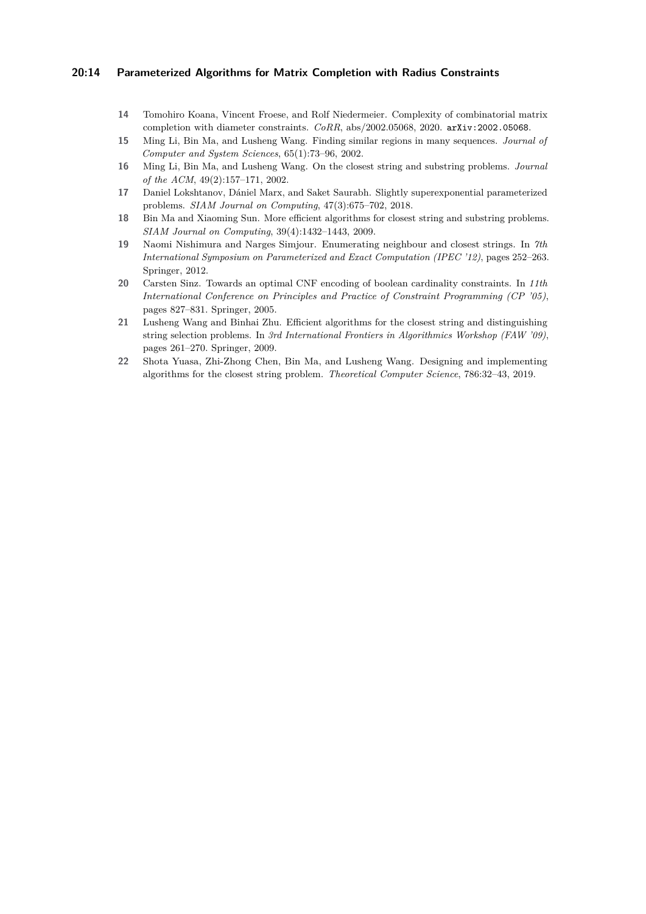14 Tomohiro Koana, Vincent Froese, and Rolf Niedermeier. Complexity of combinatorial matrix completion with diameter constraints. *CoRR*, abs/2002.05068, 2020. arXiv:2002.05068.

15 Ming Li, Bin Ma, and Lusheng Wang. Finding similar regions in many sequences. *Journal of Computer and System Sciences*, 65(1):73–96, 2002.

16 Ming Li, Bin Ma, and Lusheng Wang. On the closest string and substring problems. *Journal of the ACM*, 49(2):157–171, 2002.

17 Daniel Lokshtanov, Dániel Marx, and Saket Saurabh. Slightly superexponential parameterized problems. *SIAM Journal on Computing*, 47(3):675–702, 2018.

18 Bin Ma and Xiaoming Sun. More efficient algorithms for closest string and substring problems. *SIAM Journal on Computing*, 39(4):1432–1443, 2009.

19 Naomi Nishimura and Narges Simjour. Enumerating neighbour and closest strings. In *7th International Symposium on Parameterized and Exact Computation (IPEC '12)*, pages 252–263. Springer, 2012.

20 Carsten Sinz. Towards an optimal CNF encoding of boolean cardinality constraints. In *11th International Conference on Principles and Practice of Constraint Programming (CP '05)*, pages 827–831. Springer, 2005.

21 Lusheng Wang and Binhai Zhu. Efficient algorithms for the closest string and distinguishing string selection problems. In *3rd International Frontiers in Algorithmics Workshop (FAW '09)*, pages 261–270. Springer, 2009.

22 Shota Yuasa, Zhi-Zhong Chen, Bin Ma, and Lusheng Wang. Designing and implementing algorithms for the closest string problem. *Theoretical Computer Science*, 786:32–43, 2019.